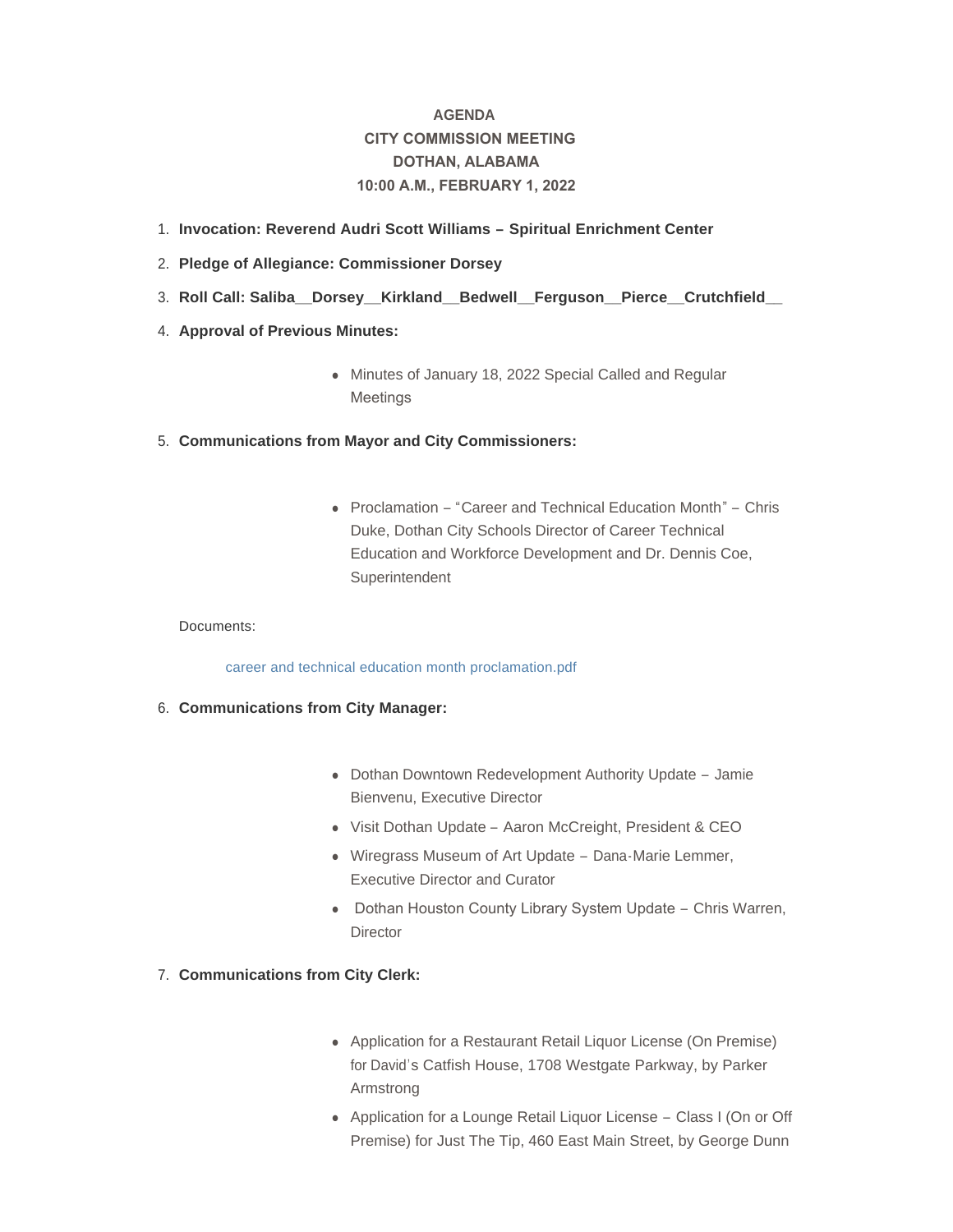# AGENDA
## CITY COMMISSION MEETING
## DOTHAN, ALABAMA
## 10:00 A.M., FEBRUARY 1, 2022

1. **Invocation: Reverend Audri Scott Williams – Spiritual Enrichment Center**
2. **Pledge of Allegiance: Commissioner Dorsey**
3. **Roll Call: Saliba__Dorsey__Kirkland__Bedwell__Ferguson__Pierce__Crutchfield__**
4. **Approval of Previous Minutes:**
   - Minutes of January 18, 2022 Special Called and Regular Meetings
5. **Communications from Mayor and City Commissioners:**
   - Proclamation – "Career and Technical Education Month" – Chris Duke, Dothan City Schools Director of Career Technical Education and Workforce Development and Dr. Dennis Coe, Superintendent

   Documents:

   career and technical education month proclamation.pdf

6. **Communications from City Manager:**
   - Dothan Downtown Redevelopment Authority Update – Jamie Bienvenu, Executive Director
   - Visit Dothan Update – Aaron McCreight, President & CEO
   - Wiregrass Museum of Art Update – Dana-Marie Lemmer, Executive Director and Curator
   - Dothan Houston County Library System Update – Chris Warren, Director
7. **Communications from City Clerk:**
   - Application for a Restaurant Retail Liquor License (On Premise) for David's Catfish House, 1708 Westgate Parkway, by Parker Armstrong
   - Application for a Lounge Retail Liquor License – Class I (On or Off Premise) for Just The Tip, 460 East Main Street, by George Dunn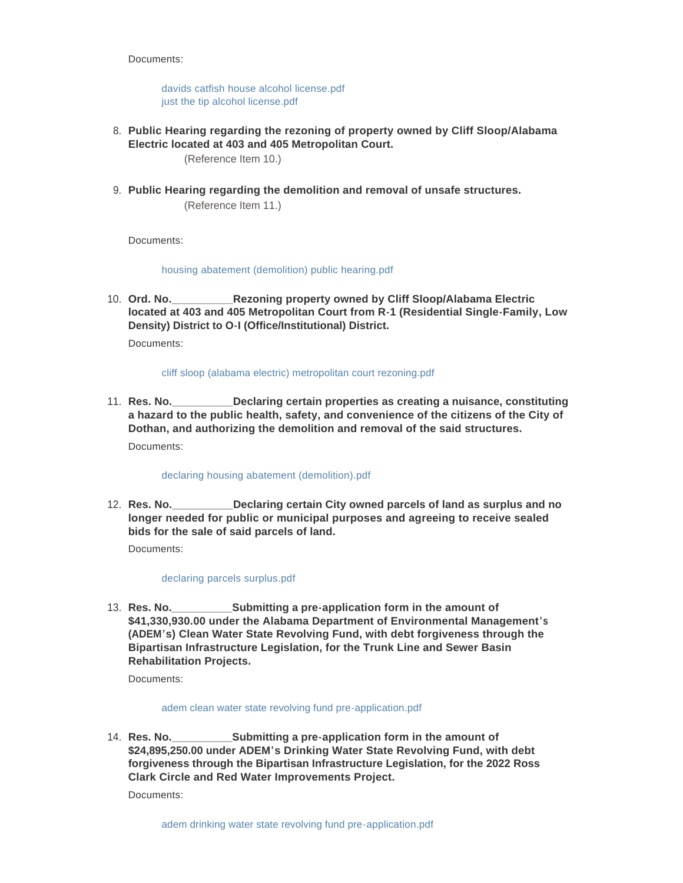Documents:

davids catfish house alcohol license.pdf
just the tip alcohol license.pdf

8. **Public Hearing regarding the rezoning of property owned by Cliff Sloop/Alabama Electric located at 403 and 405 Metropolitan Court.**

   (Reference Item 10.)

9. **Public Hearing regarding the demolition and removal of unsafe structures.**

   (Reference Item 11.)

   Documents:

   housing abatement (demolition) public hearing.pdf

10. **Ord. No.__________Rezoning property owned by Cliff Sloop/Alabama Electric located at 403 and 405 Metropolitan Court from R-1 (Residential Single-Family, Low Density) District to O-I (Office/Institutional) District.**

    Documents:

    cliff sloop (alabama electric) metropolitan court rezoning.pdf

11. **Res. No.__________Declaring certain properties as creating a nuisance, constituting a hazard to the public health, safety, and convenience of the citizens of the City of Dothan, and authorizing the demolition and removal of the said structures.**

    Documents:

    declaring housing abatement (demolition).pdf

12. **Res. No.__________Declaring certain City owned parcels of land as surplus and no longer needed for public or municipal purposes and agreeing to receive sealed bids for the sale of said parcels of land.**

    Documents:

    declaring parcels surplus.pdf

13. **Res. No.__________Submitting a pre-application form in the amount of $41,330,930.00 under the Alabama Department of Environmental Management's (ADEM's) Clean Water State Revolving Fund, with debt forgiveness through the Bipartisan Infrastructure Legislation, for the Trunk Line and Sewer Basin Rehabilitation Projects.**

    Documents:

    adem clean water state revolving fund pre-application.pdf

14. **Res. No.__________Submitting a pre-application form in the amount of $24,895,250.00 under ADEM's Drinking Water State Revolving Fund, with debt forgiveness through the Bipartisan Infrastructure Legislation, for the 2022 Ross Clark Circle and Red Water Improvements Project.**

    Documents:

    adem drinking water state revolving fund pre-application.pdf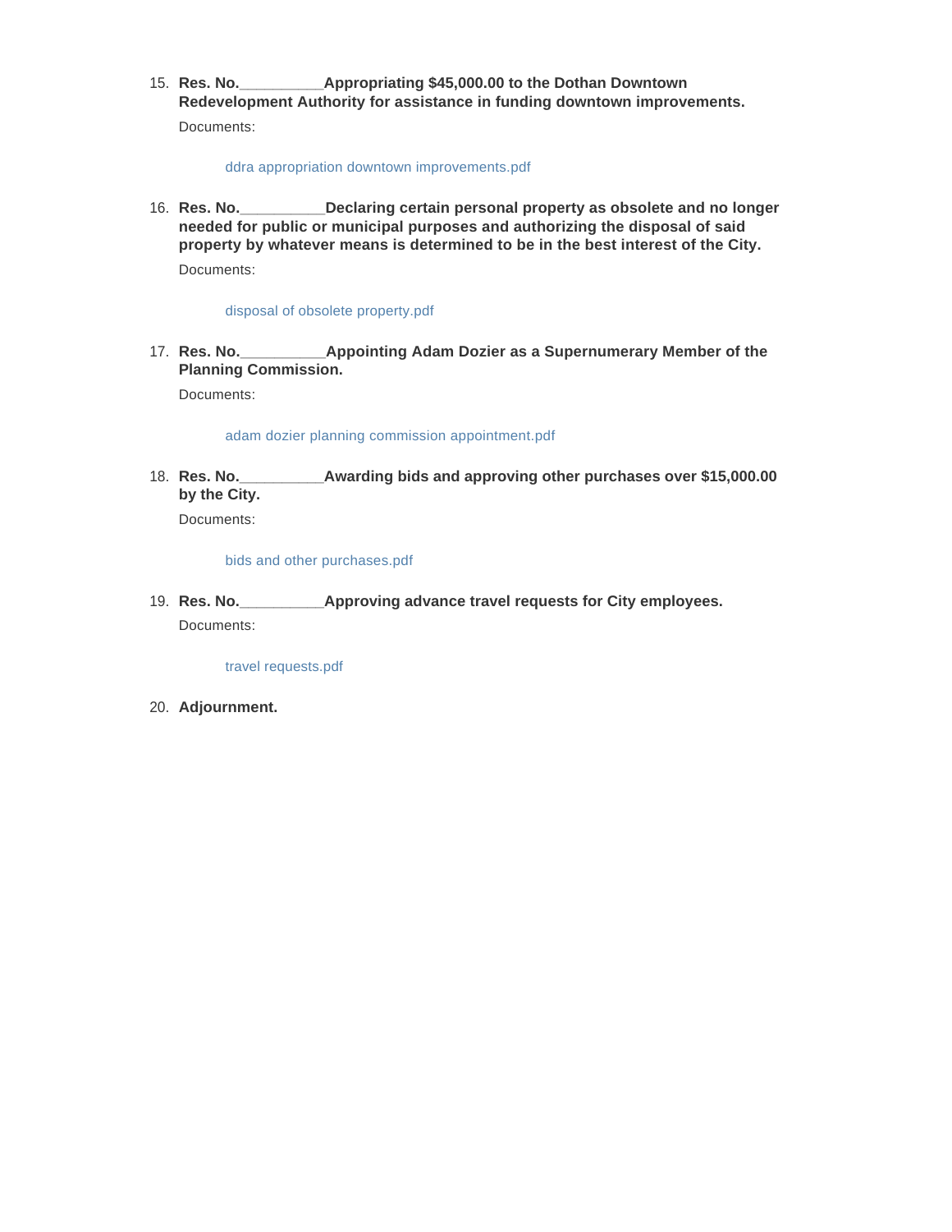15. **Res. No.__________Appropriating $45,000.00 to the Dothan Downtown Redevelopment Authority for assistance in funding downtown improvements.**

    Documents:

    ddra appropriation downtown improvements.pdf

16. **Res. No.__________Declaring certain personal property as obsolete and no longer needed for public or municipal purposes and authorizing the disposal of said property by whatever means is determined to be in the best interest of the City.**

    Documents:

    disposal of obsolete property.pdf

17. **Res. No.__________Appointing Adam Dozier as a Supernumerary Member of the Planning Commission.**

    Documents:

    adam dozier planning commission appointment.pdf

18. **Res. No.__________Awarding bids and approving other purchases over $15,000.00 by the City.**

    Documents:

    bids and other purchases.pdf

19. **Res. No.__________Approving advance travel requests for City employees.**

    Documents:

    travel requests.pdf

20. **Adjournment.**